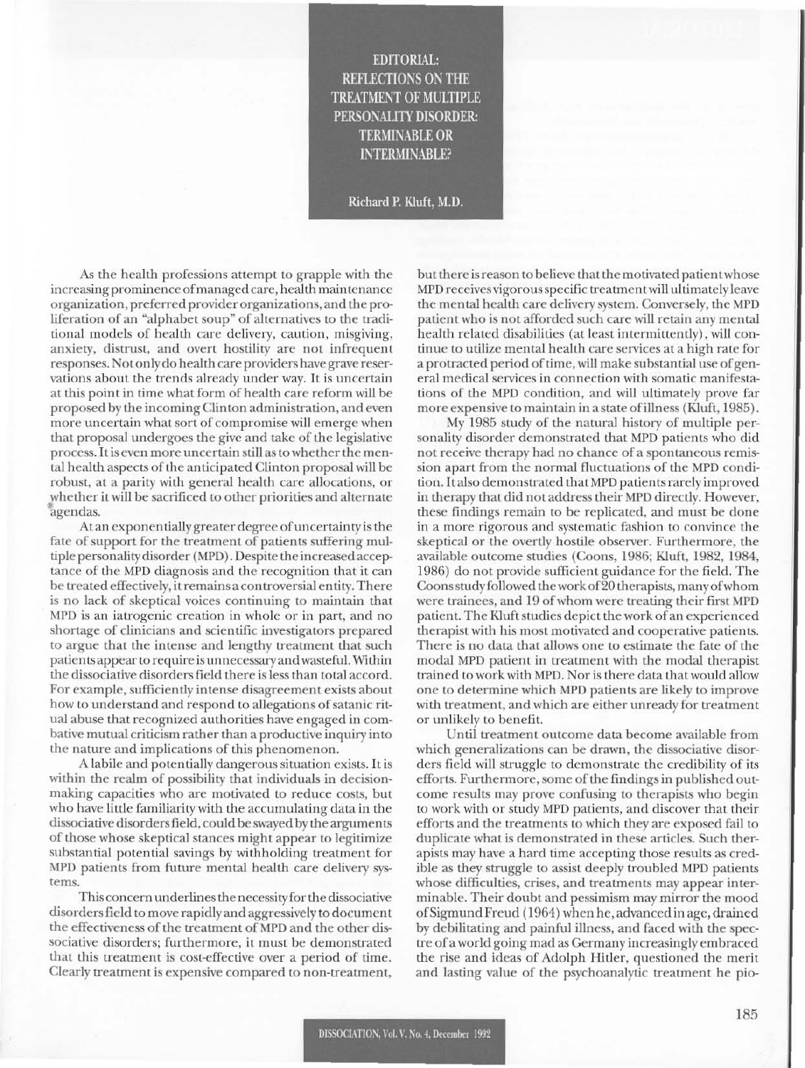# EDITORIAL: REFLECTIONS ON THE TREATMENT OF MULTIPLE PERSONALITY DISORDER: TERMINABLE OR INTERMINABLE?

Richard P. Kluft, M.D.

As the health professions attempt to grapple with the increasing prominence of managed care, health maintenance organization, preferred provider organizations, and the proliferation of an "alphabet soup" of alternatives to the traditional models of health care delivery, caution, misgiving, anxiety, distrust, and overt hostility are not infrequent responses. Not only do health care providers have grave reservations about the trends already under way. It is uncertain at this point in time what form of health care reform will be proposed by the incoming Clinton administration, and even more uncertain what sort of compromise will emerge when that proposal undergoes the give and take of the legislative process. It is even more uncertain still as to whether the mental health aspects of the anticipated Clinton proposal will be robust, at a parity with general health care allocations, or whether it will be sacrificed to other priorities and alternate agendas.

At an exponentially greater degree of uncertainty is the fate of support for the treatment of patients suffering multiple personality disorder (MPD). Despite the increased acceptance of the MPD diagnosis and the recognition that it can be treated effectively, it remains a controversial entity. There is no lack of skeptical voices continuing to maintain that MPD is an iatrogenic creation in whole or in part, and no shortage of clinicians and scientific investigators prepared to argue that the intense and lengthy treatment that such patients appear to require is unnecessary and wasteful. Within the dissociative disorders field there is less than total accord. For example, sufficiently intense disagreement exists about how to understand and respond to allegations of satanic ritual abuse that recognized authorities have engaged in combative mutual criticism rather than a productive inquiry into the nature and implications of this phenomenon.

A labile and potentially dangerous situation exists. It is within the realm of possibility that individuals in decision-making capacities who are motivated to reduce costs, but who have little familiarity with the accumulating data in the dissociative disorders field, could be swayed by the arguments of those whose skeptical stances might appear to legitimize substantial potential savings by withholding treatment for MPD patients from future mental health care delivery systems.

This concern underlines the necessity for the dissociative disorders field to move rapidly and aggressively to document the effectiveness of the treatment of MPD and the other dissociative disorders; furthermore, it must be demonstrated that this treatment is cost-effective over a period of time. Clearly treatment is expensive compared to non-treatment, but there is reason to believe that the motivated patient whose MPD receives vigorous specific treatment will ultimately leave the mental health care delivery system. Conversely, the MPD patient who is not afforded such care will retain any mental health related disabilities (at least intermittently), will continue to utilize mental health care services at a high rate for a protracted period of time, will make substantial use of general medical services in connection with somatic manifestations of the MPD condition, and will ultimately prove far more expensive to maintain in a state of illness (Kluft, 1985).

My 1985 study of the natural history of multiple personality disorder demonstrated that MPD patients who did not receive therapy had no chance of a spontaneous remission apart from the normal fluctuations of the MPD condition. It also demonstrated that MPD patients rarely improved in therapy that did not address their MPD directly. However, these findings remain to be replicated, and must be done in a more rigorous and systematic fashion to convince the skeptical or the overtly hostile observer. Furthermore, the available outcome studies (Coons, 1986; Kluft, 1982, 1984, 1986) do not provide sufficient guidance for the field. The Coons study followed the work of 20 therapists, many of whom were trainees, and 19 of whom were treating their first MPD patient. The Kluft studies depict the work of an experienced therapist with his most motivated and cooperative patients. There is no data that allows one to estimate the fate of the modal MPD patient in treatment with the modal therapist trained to work with MPD. Nor is there data that would allow one to determine which MPD patients are likely to improve with treatment, and which are either unready for treatment or unlikely to benefit.

Until treatment outcome data become available from which generalizations can be drawn, the dissociative disorders field will struggle to demonstrate the credibility of its efforts. Furthermore, some of the findings in published outcome results may prove confusing to therapists who begin to work with or study MPD patients, and discover that their efforts and the treatments to which they are exposed fail to duplicate what is demonstrated in these articles. Such therapists may have a hard time accepting those results as credible as they struggle to assist deeply troubled MPD patients whose difficulties, crises, and treatments may appear interminable. Their doubt and pessimism may mirror the mood of Sigmund Freud (1964) when he, advanced in age, drained by debilitating and painful illness, and faced with the spectre of a world going mad as Germany increasingly embraced the rise and ideas of Adolph Hitler, questioned the merit and lasting value of the psychoanalytic treatment he pio-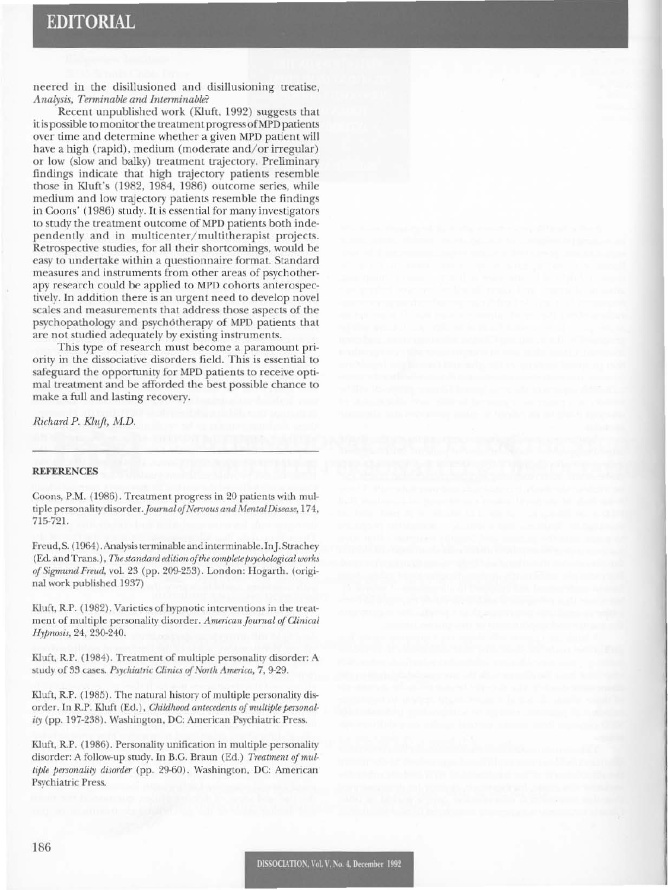neered in the disillusioned and disillusioning treatise, *Analysis, Terminable and Interminable*?

Recent unpublished work (Kluft, 1992) suggests that it is possible to monitor the treatment progress of MPD patients over time and determine whether a given MPD patient will have a high (rapid), medium (moderate and/or irregular) or low (slow and balky) treatment trajectory. Preliminary findings indicate that high trajectory patients resemble those in Kluft's (1982, 1984, 1986) outcome series, while medium and low trajectory patients resemble the findings in Coons' (1986) study. It is essential for many investigators to study the treatment outcome of MPD patients both independently and in multicenter/multitherapist projects. Retrospective studies, for all their shortcomings, would be easy to undertake within a questionnaire format. Standard measures and instruments from other areas of psychotherapy research could be applied to MPD cohorts anterospectively. In addition there is an urgent need to develop novel scales and measurements that address those aspects of the psychopathology and psychotherapy of MPD patients that are not studied adequately by existing instruments.

This type of research must become a paramount priority in the dissociative disorders field. This is essential to safeguard the opportunity for MPD patients to receive optimal treatment and be afforded the best possible chance to make a full and lasting recovery.

*Richard P. Kluft, M.D.*

---

## REFERENCES

Coons, P.M. (1986). Treatment progress in 20 patients with multiple personality disorder. *Journal of Nervous and Mental Disease*, 174, 715-721.

Freud, S. (1964). Analysis terminable and interminable. In J. Strachey (Ed. and Trans.), *The standard edition of the complete psychological works of Sigmund Freud*, vol. 23 (pp. 209-253). London: Hogarth. (original work published 1937)

Kluft, R.P. (1982). Varieties of hypnotic interventions in the treatment of multiple personality disorder. *American Journal of Clinical Hypnosis*, 24, 230-240.

Kluft, R.P. (1984). Treatment of multiple personality disorder: A study of 33 cases. *Psychiatric Clinics of North America*, 7, 9-29.

Kluft, R.P. (1985). The natural history of multiple personality disorder. In R.P. Kluft (Ed.), *Childhood antecedents of multiple personality* (pp. 197-238). Washington, DC: American Psychiatric Press.

Kluft, R.P. (1986). Personality unification in multiple personality disorder: A follow-up study. In B.G. Braun (Ed.) *Treatment of multiple personality disorder* (pp. 29-60). Washington, DC: American Psychiatric Press.